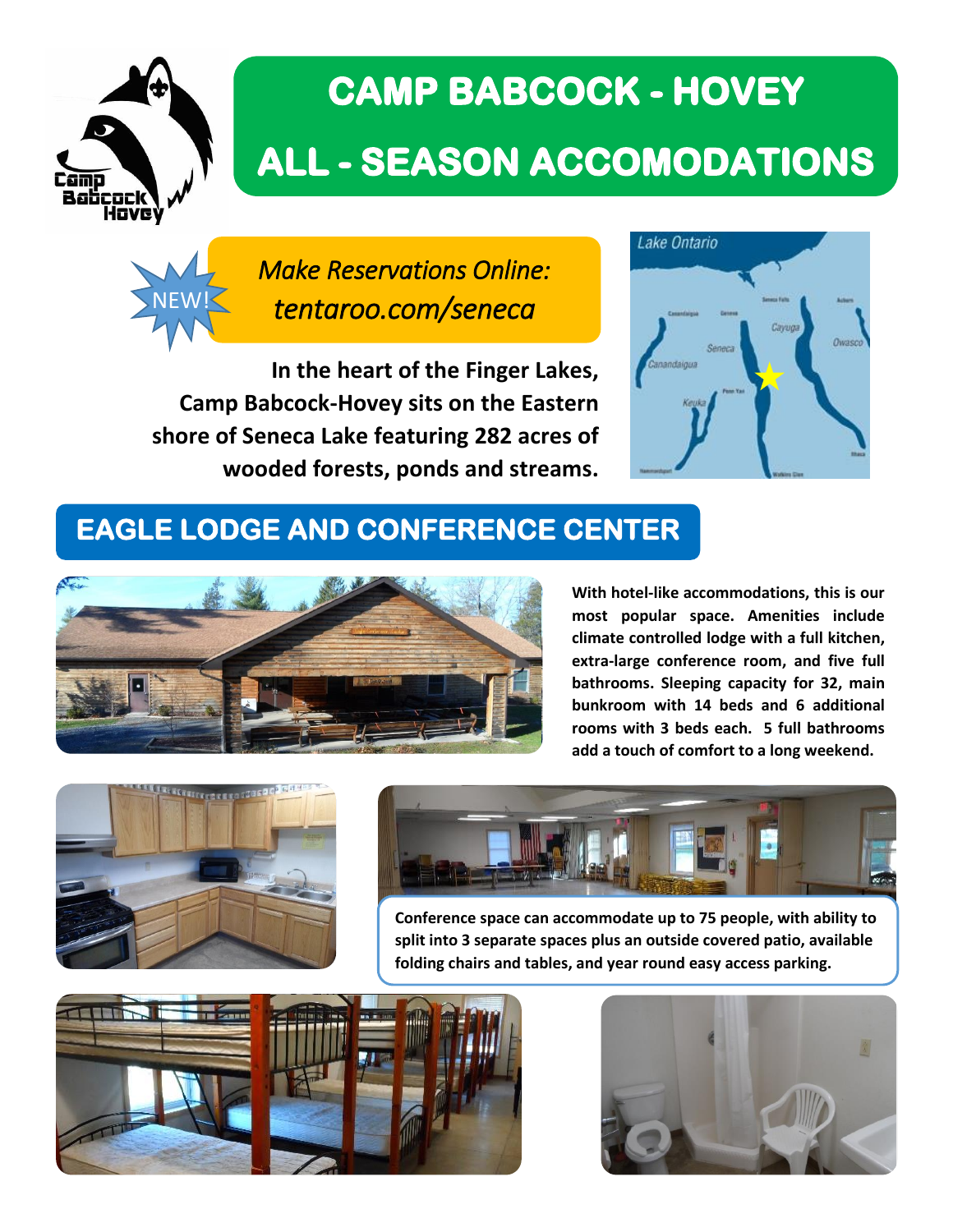# CAMP BABCOCK - HOVEY

# ALL - SEASON ACCOMODATIONS

NEW!

*Make Reservations Online:*
*tentaroo.com/seneca*

**In the heart of the Finger Lakes, Camp Babcock-Hovey sits on the Eastern shore of Seneca Lake featuring 282 acres of wooded forests, ponds and streams.**

## EAGLE LODGE AND CONFERENCE CENTER

**With hotel-like accommodations, this is our most popular space. Amenities include climate controlled lodge with a full kitchen, extra-large conference room, and five full bathrooms. Sleeping capacity for 32, main bunkroom with 14 beds and 6 additional rooms with 3 beds each. 5 full bathrooms add a touch of comfort to a long weekend.**

**Conference space can accommodate up to 75 people, with ability to split into 3 separate spaces plus an outside covered patio, available folding chairs and tables, and year round easy access parking.**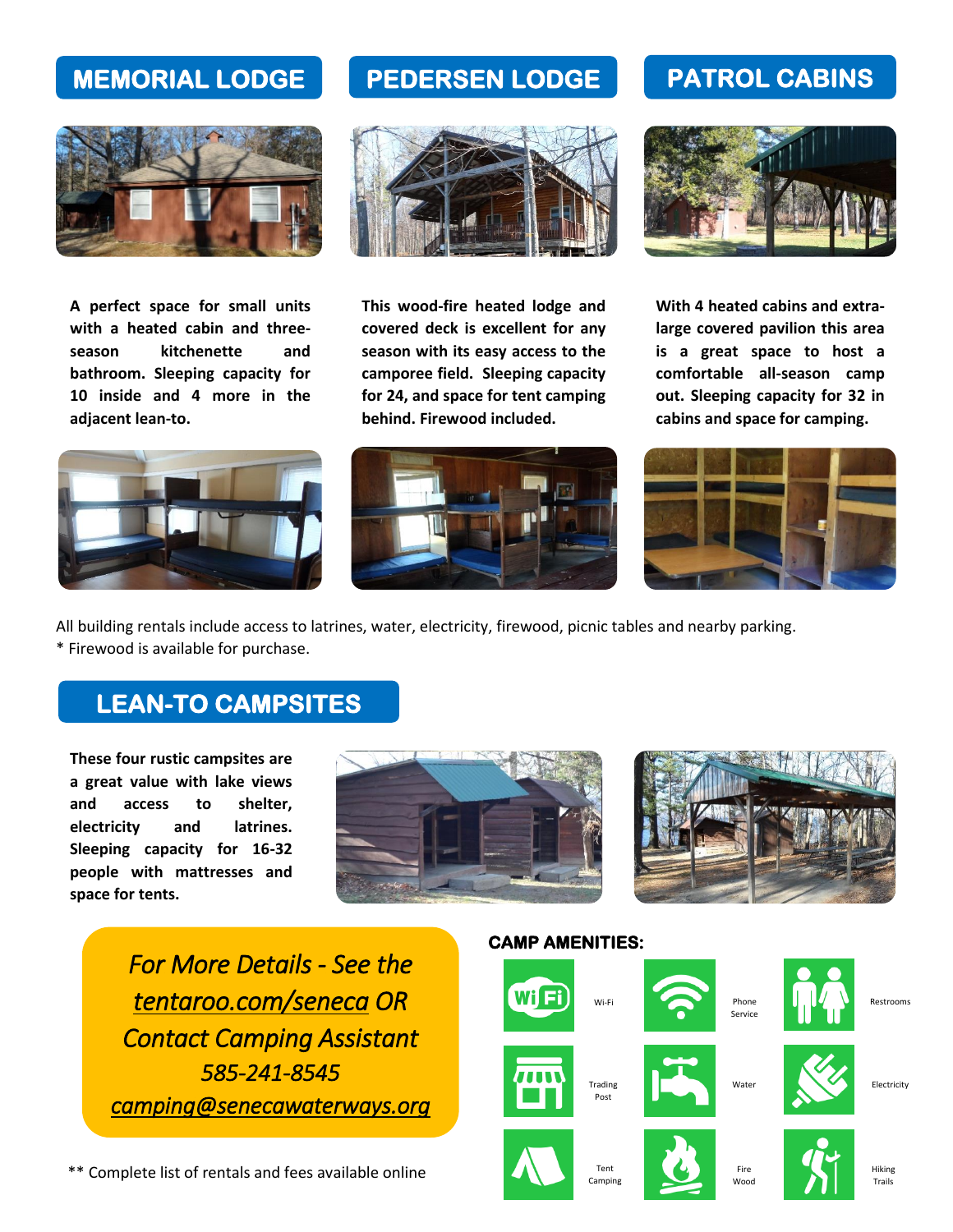## MEMORIAL LODGE

**A perfect space for small units with a heated cabin and three-season kitchenette and bathroom. Sleeping capacity for 10 inside and 4 more in the adjacent lean-to.**

## PEDERSEN LODGE

**This wood-fire heated lodge and covered deck is excellent for any season with its easy access to the camporee field. Sleeping capacity for 24, and space for tent camping behind. Firewood included.**

## PATROL CABINS

**With 4 heated cabins and extra-large covered pavilion this area is a great space to host a comfortable all-season camp out. Sleeping capacity for 32 in cabins and space for camping.**

All building rentals include access to latrines, water, electricity, firewood, picnic tables and nearby parking.
* Firewood is available for purchase.

## LEAN-TO CAMPSITES

**These four rustic campsites are a great value with lake views and access to shelter, electricity and latrines. Sleeping capacity for 16-32 people with mattresses and space for tents.**

*For More Details - See the*
*tentaroo.com/seneca OR*
*Contact Camping Assistant*
*585-241-8545*
*camping@senecawaterways.org*

** Complete list of rentals and fees available online

**CAMP AMENITIES:**

Wi-Fi
Phone Service
Restrooms
Trading Post
Water
Electricity
Tent Camping
Fire Wood
Hiking Trails